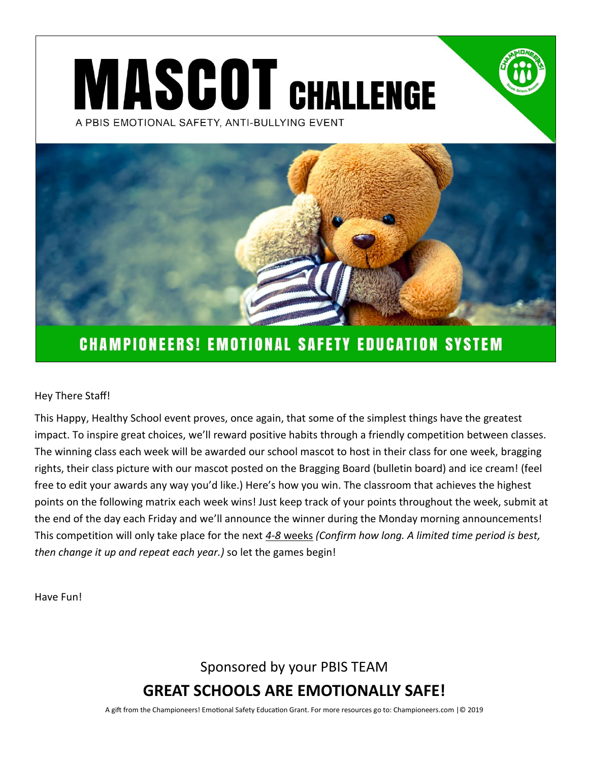# MASCOT CHALLENGE

A PBIS EMOTIONAL SAFETY, ANTI-BULLYING EVENT

## CHAMPIONEERS! EMOTIONAL SAFETY EDUCATION SYSTEM

Hey There Staff!

This Happy, Healthy School event proves, once again, that some of the simplest things have the greatest impact. To inspire great choices, we'll reward positive habits through a friendly competition between classes. The winning class each week will be awarded our school mascot to host in their class for one week, bragging rights, their class picture with our mascot posted on the Bragging Board (bulletin board) and ice cream! (feel free to edit your awards any way you'd like.) Here's how you win. The classroom that achieves the highest points on the following matrix each week wins! Just keep track of your points throughout the week, submit at the end of the day each Friday and we'll announce the winner during the Monday morning announcements! This competition will only take place for the next *4-8* weeks *(Confirm how long. A limited time period is best, then change it up and repeat each year.)* so let the games begin!

Have Fun!

Sponsored by your PBIS TEAM

**GREAT SCHOOLS ARE EMOTIONALLY SAFE!**

A gift from the Championeers! Emotional Safety Education Grant. For more resources go to: Championeers.com |© 2019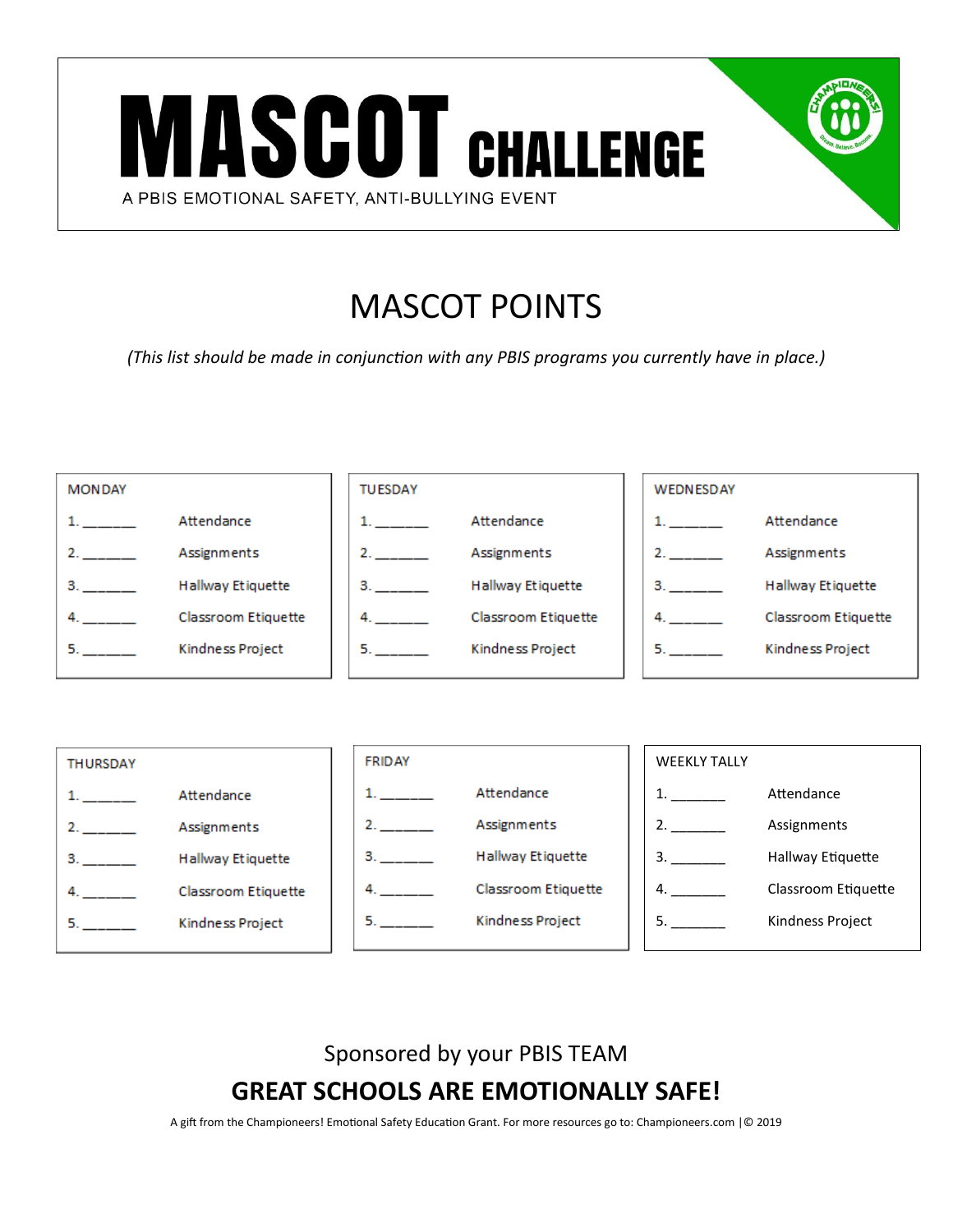# MASCOT CHALLENGE

A PBIS EMOTIONAL SAFETY, ANTI-BULLYING EVENT

## MASCOT POINTS

*(This list should be made in conjunction with any PBIS programs you currently have in place.)*

MONDAY

1. ______ Attendance
2. ______ Assignments
3. ______ Hallway Etiquette
4. ______ Classroom Etiquette
5. ______ Kindness Project

TUESDAY

1. ______ Attendance
2. ______ Assignments
3. ______ Hallway Etiquette
4. ______ Classroom Etiquette
5. ______ Kindness Project

WEDNESDAY

1. ______ Attendance
2. ______ Assignments
3. ______ Hallway Etiquette
4. ______ Classroom Etiquette
5. ______ Kindness Project

THURSDAY

1. ______ Attendance
2. ______ Assignments
3. ______ Hallway Etiquette
4. ______ Classroom Etiquette
5. ______ Kindness Project

FRIDAY

1. ______ Attendance
2. ______ Assignments
3. ______ Hallway Etiquette
4. ______ Classroom Etiquette
5. ______ Kindness Project

WEEKLY TALLY

1. _______ Attendance
2. _______ Assignments
3. _______ Hallway Etiquette
4. _______ Classroom Etiquette
5. _______ Kindness Project

Sponsored by your PBIS TEAM

**GREAT SCHOOLS ARE EMOTIONALLY SAFE!**

A gift from the Championeers! Emotional Safety Education Grant. For more resources go to: Championeers.com |© 2019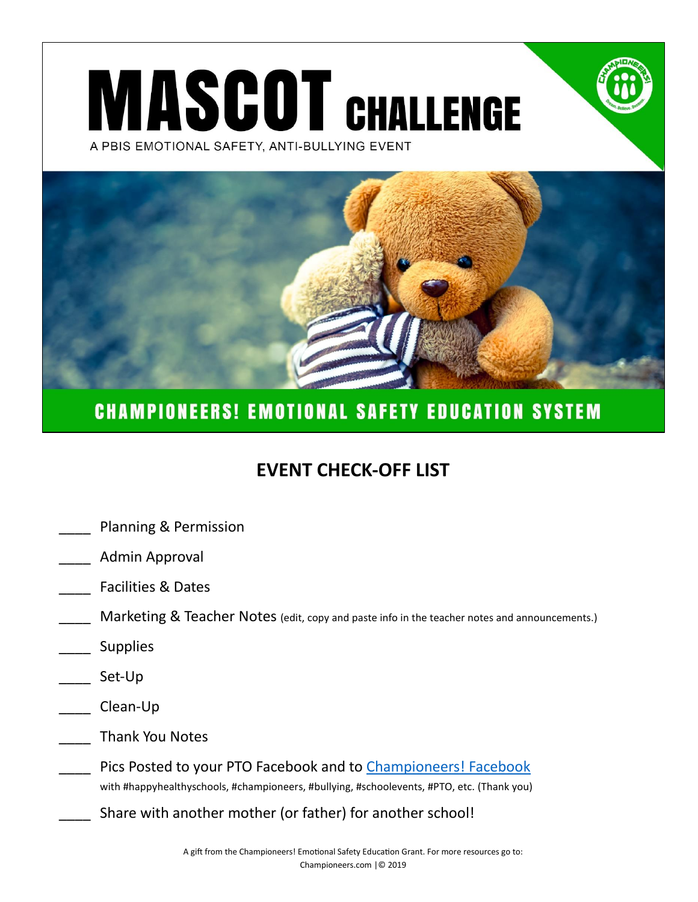# MASCOT CHALLENGE

A PBIS EMOTIONAL SAFETY, ANTI-BULLYING EVENT

CHAMPIONEERS! EMOTIONAL SAFETY EDUCATION SYSTEM

## EVENT CHECK-OFF LIST

____ Planning & Permission

____ Admin Approval

____ Facilities & Dates

____ Marketing & Teacher Notes (edit, copy and paste info in the teacher notes and announcements.)

____ Supplies

____ Set-Up

____ Clean-Up

____ Thank You Notes

____ Pics Posted to your PTO Facebook and to Championeers! Facebook
with #happyhealthyschools, #championeers, #bullying, #schoolevents, #PTO, etc. (Thank you)

____ Share with another mother (or father) for another school!

A gift from the Championeers! Emotional Safety Education Grant. For more resources go to: Championeers.com | © 2019